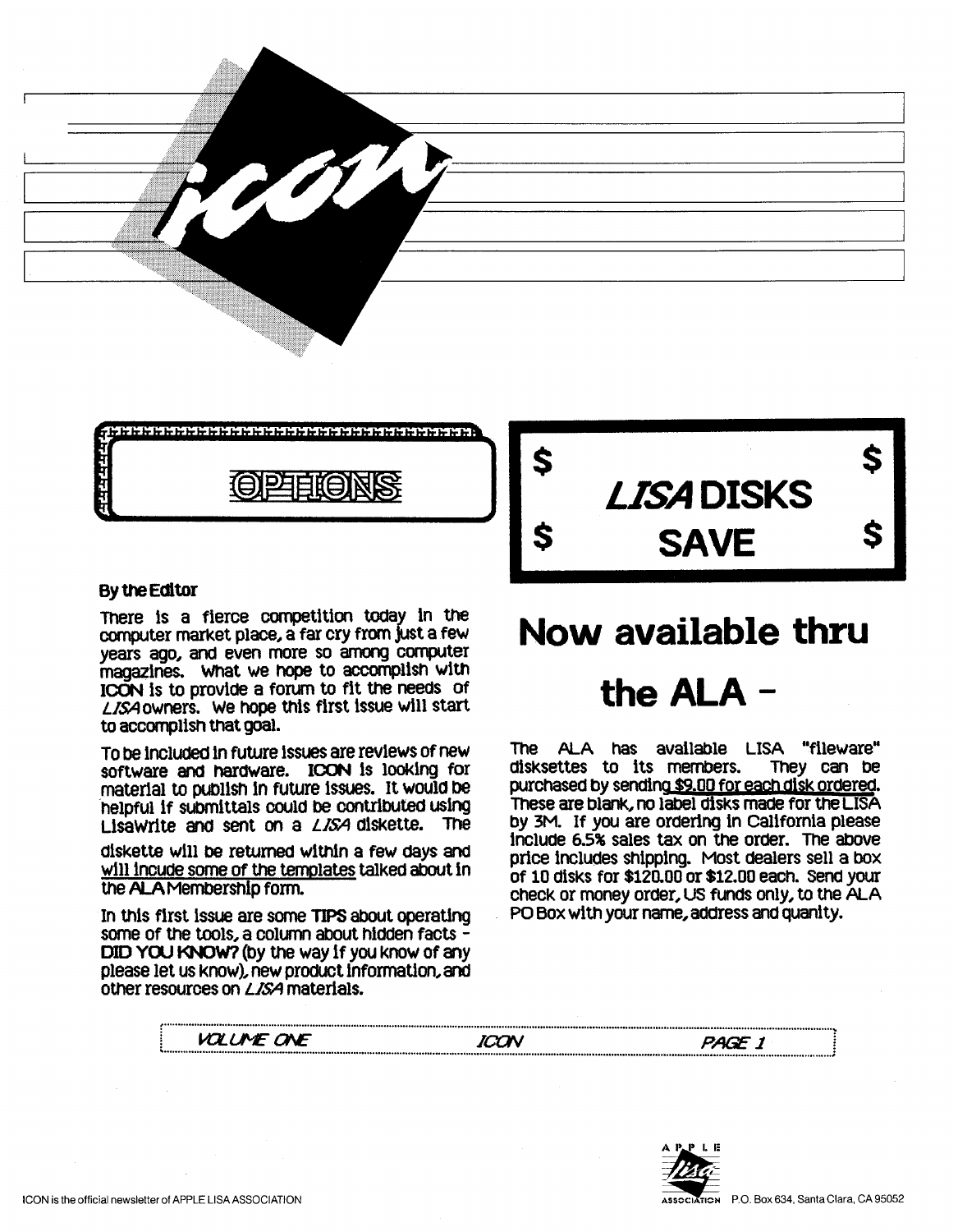# icon

## OPTIONS

**By the Editor**

There is a fierce competition today in the computer market place, a far cry from just a few years ago, and even more so among computer magazines. What we hope to accomplish with **ICON** is to provide a forum to fit the needs of *LISA* owners. We hope this first issue will start to accomplish that goal.

To be included in future issues are reviews of new software and hardware. **ICON** is looking for material to publish in future issues. It would be helpful if submittals could be contributed using LisaWrite and sent on a *LISA* diskette. The diskette will be returned within a few days and will incude some of the templates talked about in the ALA Membership form.

In this first issue are some **TIPS** about operating some of the tools, a column about hidden facts - **DID YOU KNOW?** (by the way if you know of any please let us know), new product information, and other resources on *LISA* materials.

## $ *LISA* DISKS SAVE $

# Now available thru the ALA -

The ALA has available LISA "fileware" disksettes to its members. They can be purchased by sending $9.00 for each disk ordered. These are blank, no label disks made for the LISA by 3M. If you are ordering in California please include 6.5% sales tax on the order. The above price includes shipping. Most dealers sell a box of 10 disks for $120.00 or $12.00 each. Send your check or money order, US funds only, to the ALA PO Box with your name, address and quanity.

ICON is the official newsletter of APPLE LISA ASSOCIATION

APPLE LISA ASSOCIATION P.O. Box 634, Santa Clara, CA 95052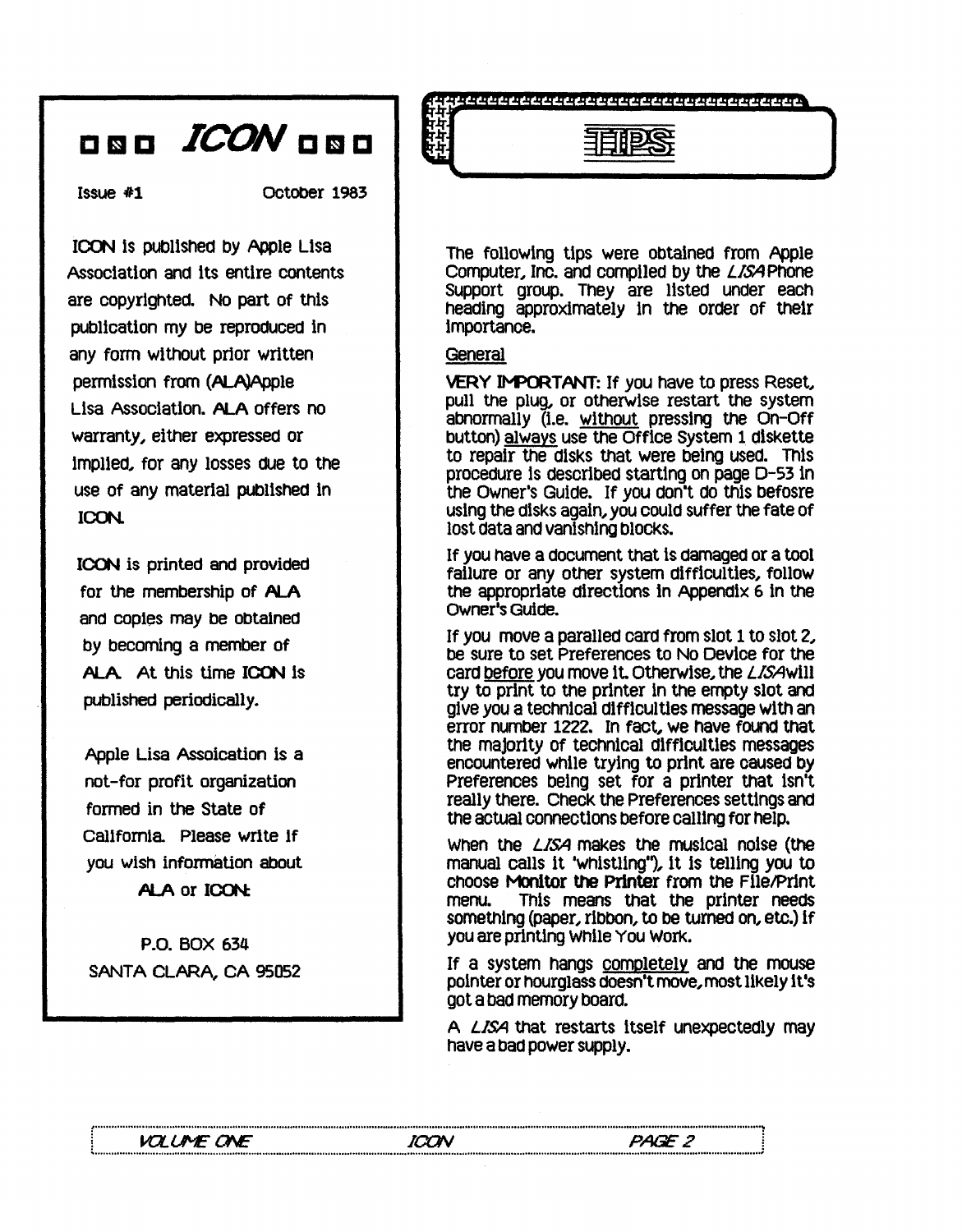# ICON

Issue #1 October 1983

ICON is published by Apple Lisa Association and its entire contents are copyrighted. No part of this publication my be reproduced in any form without prior written permission from (ALA)Apple Lisa Association. ALA offers no warranty, either expressed or implied, for any losses due to the use of any material published in ICON.

ICON is printed and provided for the membership of ALA and copies may be obtained by becoming a member of ALA. At this time ICON is published periodically.

Apple Lisa Assoication is a not-for profit organization formed in the State of California. Please write if you wish information about ALA or ICON:

P.O. BOX 634
SANTA CLARA, CA 95052

## TIPS

The following tips were obtained from Apple Computer, Inc. and compiled by the *LISA* Phone Support group. They are listed under each heading approximately in the order of their importance.

### General

**VERY IMPORTANT:** If you have to press Reset, pull the plug, or otherwise restart the system abnormally (i.e. without pressing the On-Off button) always use the Office System 1 diskette to repair the disks that were being used. This procedure is described starting on page D-53 in the Owner's Guide. If you don't do this befosre using the disks again, you could suffer the fate of lost data and vanishing blocks.

If you have a document that is damaged or a tool failure or any other system difficulties, follow the appropriate directions in Appendix 6 in the Owner's Guide.

If you move a paralled card from slot 1 to slot 2, be sure to set Preferences to No Device for the card before you move it. Otherwise, the *LISA* will try to print to the printer in the empty slot and give you a technical difficulties message with an error number 1222. In fact, we have found that the majority of technical difficulties messages encountered while trying to print are caused by Preferences being set for a printer that isn't really there. Check the Preferences settings and the actual connections before calling for help.

When the *LISA* makes the musical noise (the manual calls it "whistling"), it is telling you to choose **Monitor the Printer** from the File/Print menu. This means that the printer needs something (paper, ribbon, to be turned on, etc.) if you are printing While You Work.

If a system hangs completely and the mouse pointer or hourglass doesn't move, most likely it's got a bad memory board.

A *LISA* that restarts itself unexpectedly may have a bad power supply.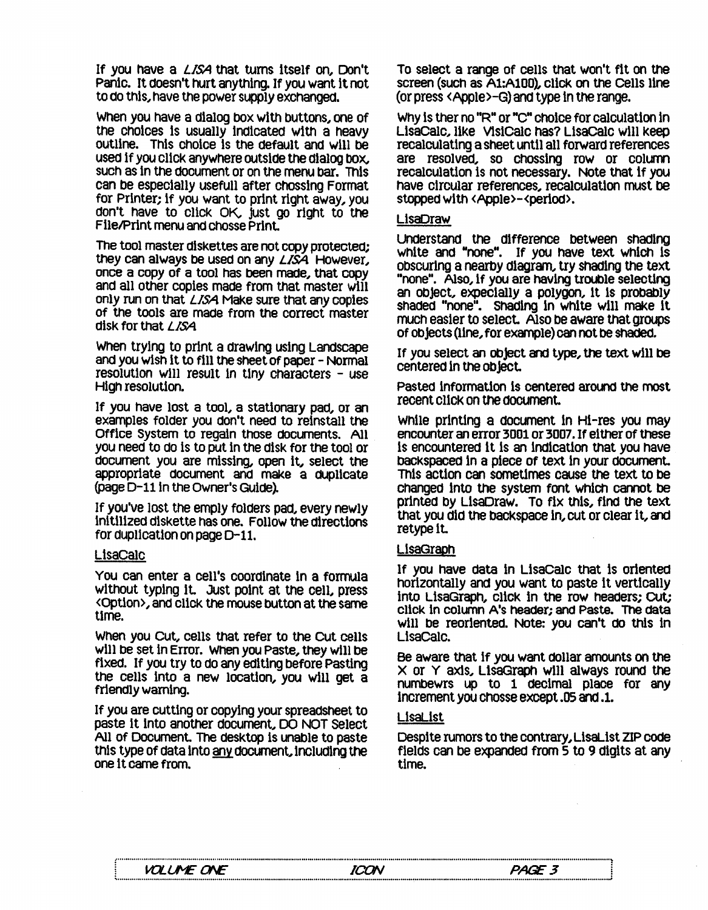If you have a *LISA* that turns itself on, Don't Panic. It doesn't hurt anything. If you want it not to do this, have the power supply exchanged.

When you have a dialog box with buttons, one of the choices is usually indicated with a heavy outline. This choice is the default and will be used if you click anywhere outside the dialog box, such as in the document or on the menu bar. This can be especially usefull after chossing Format for Printer; if you want to print right away, you don't have to click OK, just go right to the File/Print menu and chosse Print.

The tool master diskettes are not copy protected; they can always be used on any *LISA*. However, once a copy of a tool has been made, that copy and all other copies made from that master will only run on that *LISA*. Make sure that any copies of the tools are made from the correct master disk for that *LISA*.

When trying to print a drawing using Landscape and you wish it to fill the sheet of paper - Normal resolution will result in tiny characters - use High resolution.

If you have lost a tool, a stationary pad, or an examples folder you don't need to reinstall the Office System to regain those documents. All you need to do is to put in the disk for the tool or document you are missing, open it, select the appropriate document and make a duplicate (page D-11 in the Owner's Guide).

If you've lost the emply folders pad, every newly initilized diskette has one. Follow the directions for duplication on page D-11.

## LisaCalc

You can enter a cell's coordinate in a formula without typing it. Just point at the cell, press <Option>, and click the mouse button at the same time.

When you Cut, cells that refer to the Cut cells will be set in Error. When you Paste, they will be fixed. If you try to do any editing before Pasting the cells into a new location, you will get a friendly warning.

If you are cutting or copying your spreadsheet to paste it into another document, DO NOT Select All of Document. The desktop is unable to paste this type of data into <u>any</u> document, including the one it came from.

To select a range of cells that won't fit on the screen (such as A1:A100), click on the Cells line (or press <Apple>-G) and type in the range.

Why is ther no "R" or "C" choice for calculation in LisaCalc, like VisiCalc has? LisaCalc will keep recalculating a sheet until all forward references are resolved, so chossing row or column recalculation is not necessary. Note that if you have circular references, recalculation must be stopped with <Apple>-<period>.

## LisaDraw

Understand the difference between shading white and "none". If you have text which is obscuring a nearby diagram, try shading the text "none". Also, if you are having trouble selecting an object, expecially a polygon, it is probably shaded "none". Shading in white will make it much easier to select. Also be aware that groups of objects (line, for example) can not be shaded.

If you select an object and type, the text will be centered in the object.

Pasted information is centered around the most recent click on the document.

While printing a document in Hi-res you may encounter an error 3001 or 3007. If either of these is encountered it is an indication that you have backspaced in a piece of text in your document. This action can sometimes cause the text to be changed into the system font which cannot be printed by LisaDraw. To fix this, find the text that you did the backspace in, cut or clear it, and retype it.

## LisaGraph

If you have data in LisaCalc that is oriented horizontally and you want to paste it vertically into LisaGraph, click in the row headers; Cut; click in column A's header; and Paste. The data will be reoriented. Note: you can't do this in LisaCalc.

Be aware that if you want dollar amounts on the X or Y axis, LisaGraph will always round the numbewrs up to 1 decimal place for any increment you chosse except .05 and .1.

## LisaList

Despite rumors to the contrary, LisaList ZIP code fields can be expanded from 5 to 9 digits at any time.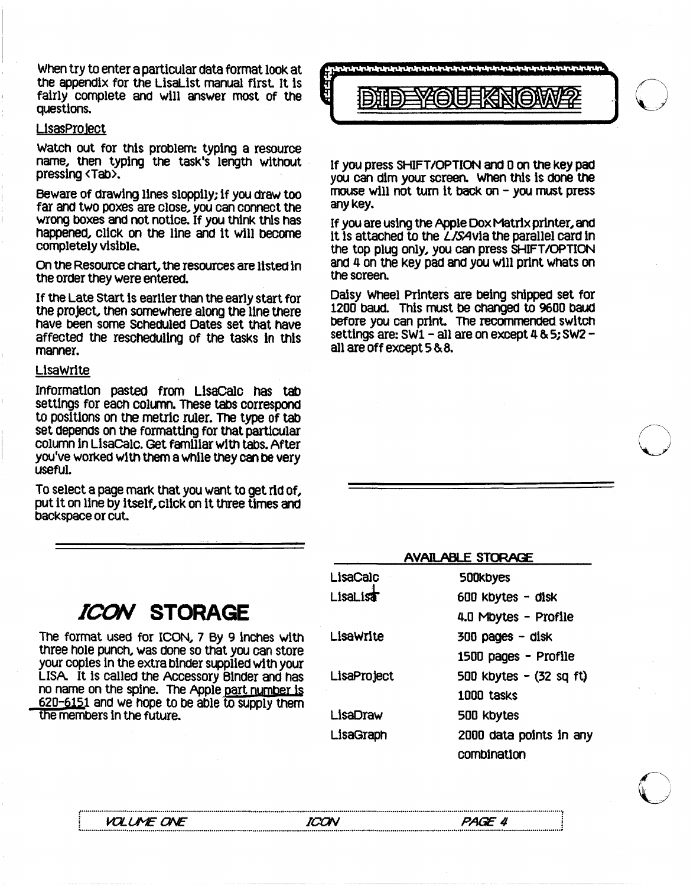When try to enter a particular data format look at the appendix for the LisaList manual first. It is fairly complete and will answer most of the questions.

LisasProject

Watch out for this problem: typing a resource name, then typing the task's length without pressing <Tab>.

Beware of drawing lines sloppily; if you draw too far and two poxes are close, you can connect the wrong boxes and not notice. If you think this has happened, click on the line and it will become completely visible.

On the Resource chart, the resources are listed in the order they were entered.

If the Late Start is earlier than the early start for the project, then somewhere along the line there have been some Scheduled Dates set that have affected the rescheduling of the tasks in this manner.

LisaWrite

Information pasted from LisaCalc has tab settings for each column. These tabs correspond to positions on the metric ruler. The type of tab set depends on the formatting for that particular column in LisaCalc. Get familiar with tabs. After you've worked with them a while they can be very useful.

To select a page mark that you want to get rid of, put it on line by itself, click on it three times and backspace or cut.

## DID YOU KNOW?

If you press SHIFT/OPTION and 0 on the key pad you can dim your screen. When this is done the mouse will not turn it back on - you must press any key.

If you are using the Apple Dox Matrix printer, and it is attached to the *LISA* via the parallel card in the top plug only, you can press SHIFT/OPTION and 4 on the key pad and you will print whats on the screen.

Daisy Wheel Printers are being shipped set for 1200 baud. This must be changed to 9600 baud before you can print. The recommended switch settings are: SW1 - all are on except 4 & 5; SW2 - all are off except 5 & 8.

## *ICON* STORAGE

The format used for ICON, 7 By 9 inches with three hole punch, was done so that you can store your copies in the extra binder supplied with your LISA. It is called the Accessory Binder and has no name on the spine. The Apple part number is 620-6151 and we hope to be able to supply them the members in the future.

| AVAILABLE STORAGE | |
|---|---|
| LisaCalc | 500kbyes |
| LisaList | 600 kbytes - disk |
| | 4.0 Mbytes - Profile |
| LisaWrite | 300 pages - disk |
| | 1500 pages - Profile |
| LisaProject | 500 kbytes - (32 sq ft) |
| | 1000 tasks |
| LisaDraw | 500 kbytes |
| LisaGraph | 2000 data points in any combination |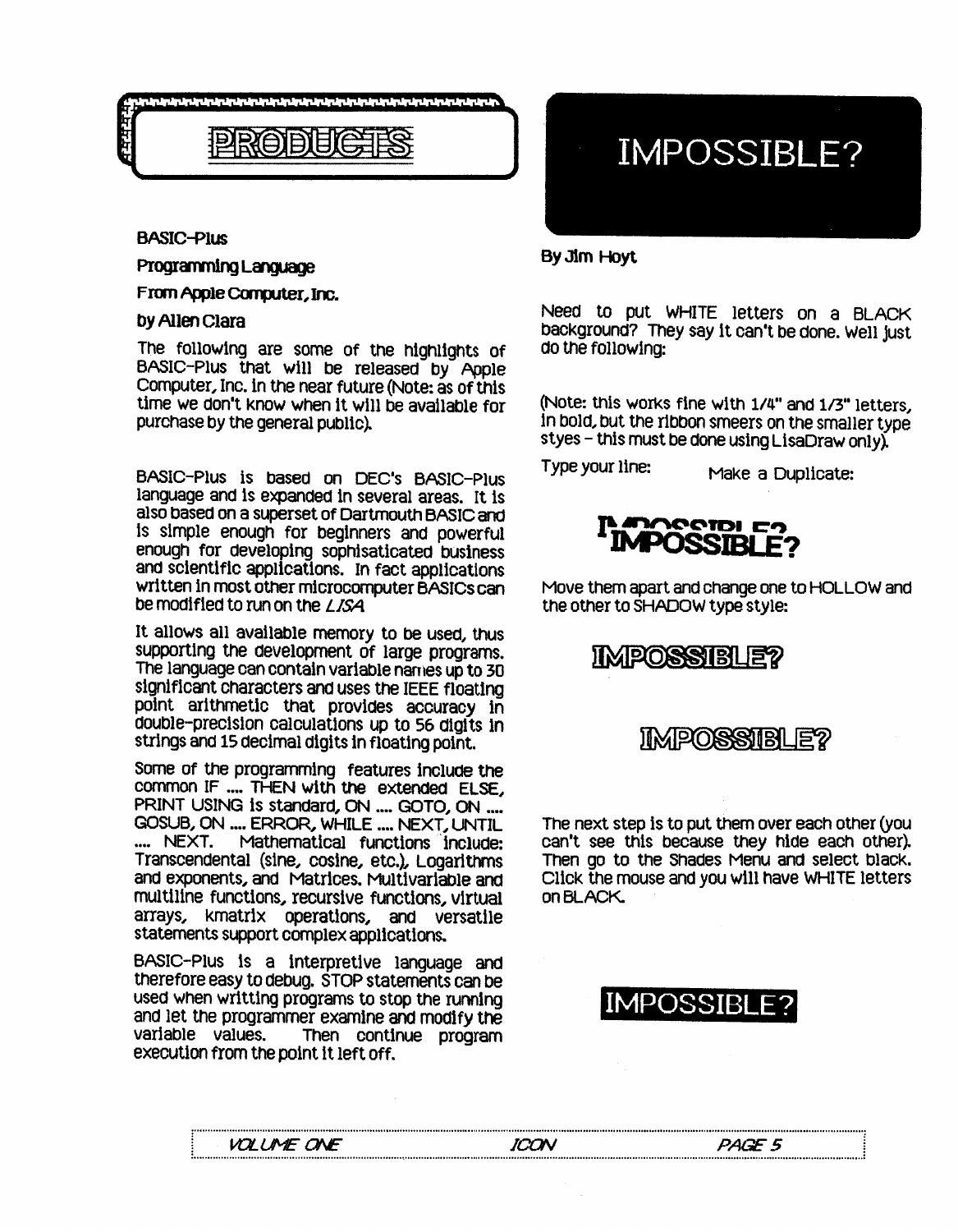# PRODUCTS

### BASIC-Plus

### Programming Language

### From Apple Computer, Inc.

### by Allen Clara

The following are some of the highlights of BASIC-Plus that will be released by Apple Computer, Inc. in the near future (Note: as of this time we don't know when it will be available for purchase by the general public).

BASIC-Plus is based on DEC's BASIC-Plus language and is expanded in several areas. It is also based on a superset of Dartmouth BASIC and is simple enough for beginners and powerful enough for developing sophisaticated business and scientific applications. In fact applications written in most other microcomputer BASICs can be modified to run on the *LISA*.

It allows all available memory to be used, thus supporting the development of large programs. The language can contain variable names up to 30 significant characters and uses the IEEE floating point arithmetic that provides accuracy in double-precision calculations up to 56 digits in strings and 15 decimal digits in floating point.

Some of the programming features include the common IF .... THEN with the extended ELSE, PRINT USING is standard, ON .... GOTO, ON .... GOSUB, ON .... ERROR, WHILE .... NEXT, UNTIL .... NEXT. Mathematical functions include: Transcendental (sine, cosine, etc.), Logarithms and exponents, and Matrices. Multivariable and multiline functions, recursive functions, virtual arrays, kmatrix operations, and versatile statements support complex applications.

BASIC-Plus is a interpretive language and therefore easy to debug. STOP statements can be used when writting programs to stop the running and let the programmer examine and modify the variable values. Then continue program execution from the point it left off.

# IMPOSSIBLE?

By Jim Hoyt

Need to put WHITE letters on a BLACK background? They say it can't be done. Well just do the following:

(Note: this works fine with 1/4" and 1/3" letters, in bold, but the ribbon smeers on the smaller type styes – this must be done using LisaDraw only).

Type your line: Make a Duplicate:

**IMPOSSIBLE?**

Move them apart and change one to HOLLOW and the other to SHADOW type style:

IMPOSSIBLE?

IMPOSSIBLE?

The next step is to put them over each other (you can't see this because they hide each other). Then go to the Shades Menu and select black. Click the mouse and you will have WHITE letters on BLACK.

IMPOSSIBLE?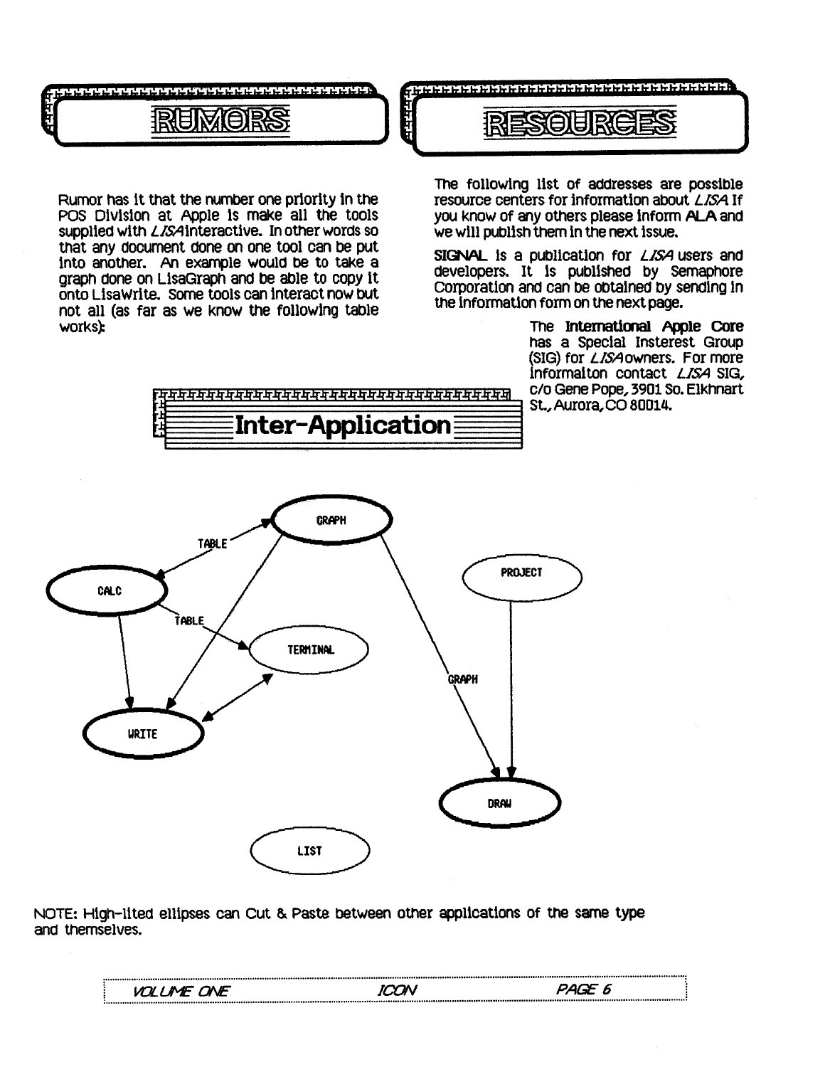## RUMORS

Rumor has it that the number one priority in the POS Division at Apple is make all the tools supplied with *LISA* interactive. In other words so that any document done on one tool can be put into another. An example would be to take a graph done on LisaGraph and be able to copy it onto LisaWrite. Some tools can interact now but not all (as far as we know the following table works):

## RESOURCES

The following list of addresses are possible resource centers for information about *LISA* If you know of any others please inform ALA and we will publish them in the next issue.

**SIGNAL** is a publication for *LISA* users and developers. It is published by Semaphore Corporation and can be obtained by sending in the information form on the next page.

The **International Apple Core** has a Special Insterest Group (SIG) for *LISA* owners. For more informalton contact *LISA* SIG, c/o Gene Pope, 3901 So. Elkhnart St., Aurora, CO 80014.

## Inter-Application

GRAPH, CALC, TERMINAL, WRITE, PROJECT, DRAW, LIST

TABLE, TABLE, GRAPH

NOTE: High-lited ellipses can Cut & Paste between other applications of the same type and themselves.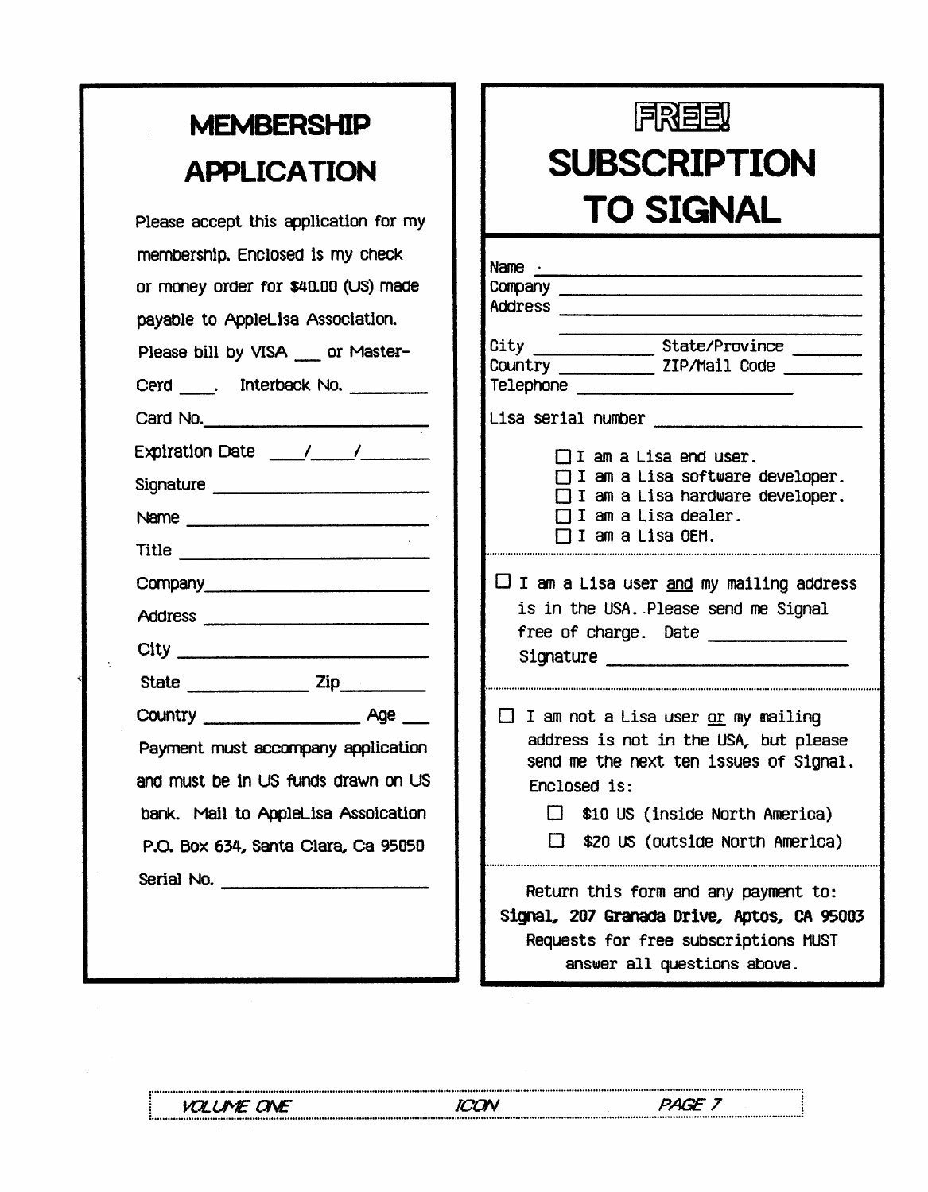# MEMBERSHIP APPLICATION

Please accept this application for my membership. Enclosed is my check or money order for $40.00 (US) made payable to AppleLisa Association.

Please bill by VISA ___ or Master-Cerd ___. Interback No. ________

Card No. ________________________

Expiration Date ___/___/______

Signature ________________________

Name ________________________

Title ________________________

Company ________________________

Address ________________________

City ________________________

State ____________ Zip ________

Country ______________ Age ___

Payment must accompany application and must be in US funds drawn on US bank. Mail to AppleLisa Assoication P.O. Box 634, Santa Clara, Ca 95050

Serial No. ________________________

# FREE! SUBSCRIPTION TO SIGNAL

Name ________________________

Company ________________________

Address ________________________

________________________

City ____________ State/Province ________

Country __________ ZIP/Mail Code ________

Telephone ________________________

Lisa serial number ________________________

- ☐ I am a Lisa end user.
- ☐ I am a Lisa software developer.
- ☐ I am a Lisa hardware developer.
- ☐ I am a Lisa dealer.
- ☐ I am a Lisa OEM.

☐ I am a Lisa user <u>and</u> my mailing address is in the USA. Please send me Signal free of charge. Date ______________
Signature ________________________

☐ I am not a Lisa user <u>or</u> my mailing address is not in the USA, but please send me the next ten issues of Signal. Enclosed is:

- ☐ $10 US (inside North America)
- ☐ $20 US (outside North America)

Return this form and any payment to:
**Signal, 207 Granada Drive, Aptos, CA 95003**
Requests for free subscriptions MUST answer all questions above.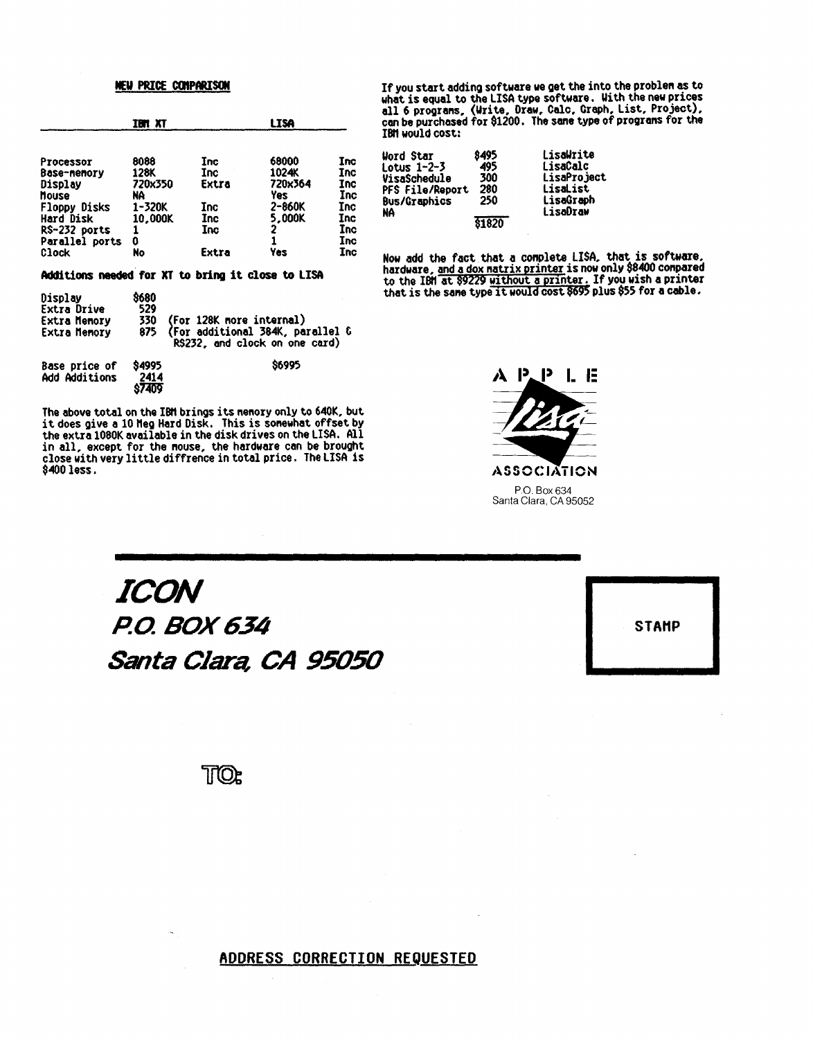## NEW PRICE COMPARISON

| | IBM XT | | LISA | |
|---|---|---|---|---|
| Processor | 8088 | Inc | 68000 | Inc |
| Base-memory | 128K | Inc | 1024K | Inc |
| Display | 720x350 | Extra | 720x364 | Inc |
| Mouse | NA | | Yes | Inc |
| Floppy Disks | 1-320K | Inc | 2-860K | Inc |
| Hard Disk | 10,000K | Inc | 5,000K | Inc |
| RS-232 ports | 1 | Inc | 2 | Inc |
| Parallel ports | 0 | | 1 | Inc |
| Clock | No | Extra | Yes | Inc |

**Additions needed for XT to bring it close to LISA**

| | | |
|---|---|---|
| Display | $680 | |
| Extra Drive | 529 | |
| Extra Memory | 330 | (For 128K more internal) |
| Extra Memory | 875 | (For additional 384K, parallel & RS232, and clock on one card) |

| | | |
|---|---|---|
| Base price of | $4995 | $6995 |
| Add Additions | 2414 | |
| | $7409 | |

The above total on the IBM brings its memory only to 640K, but it does give a 10 Meg Hard Disk. This is somewhat offset by the extra 1080K available in the disk drives on the LISA. All in all, except for the mouse, the hardware can be brought close with very little diffrence in total price. The LISA is $400 less.

If you start adding software we get the into the problem as to what is equal to the LISA type software. With the new prices all 6 programs, (Write, Draw, Calc, Graph, List, Project), can be purchased for $1200. The same type of programs for the IBM would cost:

| | | |
|---|---|---|
| Word Star | $495 | LisaWrite |
| Lotus 1-2-3 | 495 | LisaCalc |
| VisaSchedule | 300 | LisaProject |
| PFS File/Report | 280 | LisaList |
| Bus/Graphics | 250 | LisaGraph |
| NA | | LisaDraw |
| | $1820 | |

Now add the fact that a complete LISA, that is software, hardware, and a dox matrix printer is now only $8400 compared to the IBM at $9229 without a printer. If you wish a printer that is the same type it would cost $695 plus $55 for a cable.

APPLE Lisa ASSOCIATION
P.O. Box 634
Santa Clara, CA 95052

***ICON***
***P.O. BOX 634***
***Santa Clara, CA 95050***

STAMP

TO:

ADDRESS CORRECTION REQUESTED